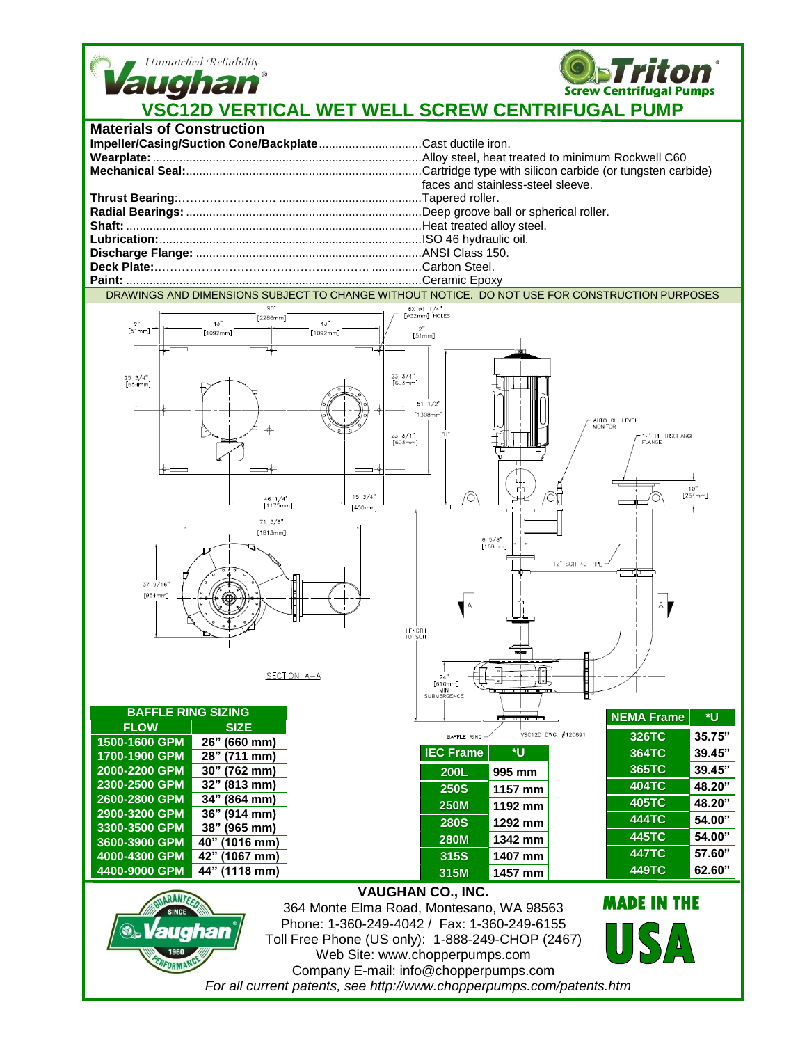Unmatched Reliability

**Vaughan**

**Triton** Screw Centrifugal Pumps

# VSC12D VERTICAL WET WELL SCREW CENTRIFUGAL PUMP

## Materials of Construction

**Impeller/Casing/Suction Cone/Backplate**..............................Cast ductile iron.
**Wearplate:**..............................Alloy steel, heat treated to minimum Rockwell C60
**Mechanical Seal:**..............................Cartridge type with silicon carbide (or tungsten carbide) faces and stainless-steel sleeve.
**Thrust Bearing**:..............................Tapered roller.
**Radial Bearings:**..............................Deep groove ball or spherical roller.
**Shaft:**..............................Heat treated alloy steel.
**Lubrication:**..............................ISO 46 hydraulic oil.
**Discharge Flange:**..............................ANSI Class 150.
**Deck Plate:**..............................Carbon Steel.
**Paint:**..............................Ceramic Epoxy

DRAWINGS AND DIMENSIONS SUBJECT TO CHANGE WITHOUT NOTICE. DO NOT USE FOR CONSTRUCTION PURPOSES

90" [2286mm]; 43" [1092mm]; 43" [1092mm]; 2" [51mm]; 2" [51mm]; 6X ø1 1/4" [ø32mm] HOLES; 25 3/4" [654mm]; 23 3/4" [603mm]; 51 1/2" [1308mm]; 23 3/4" [603mm]; "U"; AUTO OIL LEVEL MONITOR; 12" RF DISCHARGE FLANGE; 10" [254mm]; 46 1/4" [1175mm]; 15 3/4" [400mm]; 71 3/8" [1813mm]; 6 5/8" [168mm]; 12" SCH 40 PIPE; 37 9/16" [954mm]; A; A; LENGTH TO SUIT; SECTION A–A; 24" [610mm] MIN SUBMERGENCE; BAFFLE RING; VSC12D DWG. #120891

| BAFFLE RING SIZING | |
|---|---|
| **FLOW** | **SIZE** |
| 1500-1600 GPM | 26" (660 mm) |
| 1700-1900 GPM | 28" (711 mm) |
| 2000-2200 GPM | 30" (762 mm) |
| 2300-2500 GPM | 32" (813 mm) |
| 2600-2800 GPM | 34" (864 mm) |
| 2900-3200 GPM | 36" (914 mm) |
| 3300-3500 GPM | 38" (965 mm) |
| 3600-3900 GPM | 40" (1016 mm) |
| 4000-4300 GPM | 42" (1067 mm) |
| 4400-9000 GPM | 44" (1118 mm) |

| IEC Frame | *U |
|---|---|
| 200L | 995 mm |
| 250S | 1157 mm |
| 250M | 1192 mm |
| 280S | 1292 mm |
| 280M | 1342 mm |
| 315S | 1407 mm |
| 315M | 1457 mm |

| NEMA Frame | *U |
|---|---|
| 326TC | 35.75" |
| 364TC | 39.45" |
| 365TC | 39.45" |
| 404TC | 48.20" |
| 405TC | 48.20" |
| 444TC | 54.00" |
| 445TC | 54.00" |
| 447TC | 57.60" |
| 449TC | 62.60" |

GUARANTEED PERFORMANCE SINCE 1960 Vaughan

**VAUGHAN CO., INC.**
364 Monte Elma Road, Montesano, WA 98563
Phone: 1-360-249-4042 / Fax: 1-360-249-6155
Toll Free Phone (US only): 1-888-249-CHOP (2467)
Web Site: www.chopperpumps.com
Company E-mail: info@chopperpumps.com

MADE IN THE USA

*For all current patents, see http://www.chopperpumps.com/patents.htm*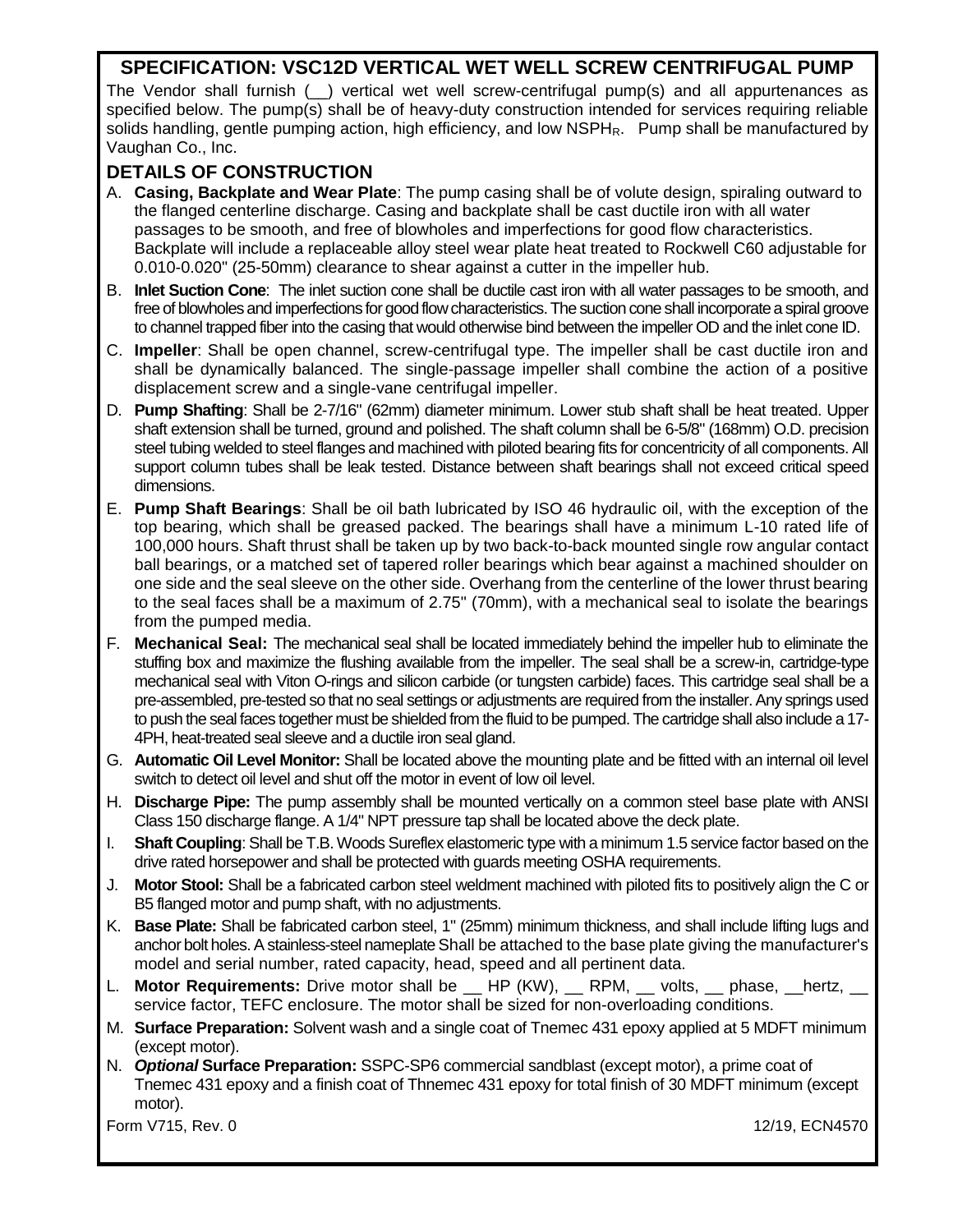## SPECIFICATION: VSC12D VERTICAL WET WELL SCREW CENTRIFUGAL PUMP

The Vendor shall furnish (__) vertical wet well screw-centrifugal pump(s) and all appurtenances as specified below. The pump(s) shall be of heavy-duty construction intended for services requiring reliable solids handling, gentle pumping action, high efficiency, and low $NSPH_R$. Pump shall be manufactured by Vaughan Co., Inc.

### DETAILS OF CONSTRUCTION

A. **Casing, Backplate and Wear Plate**: The pump casing shall be of volute design, spiraling outward to the flanged centerline discharge. Casing and backplate shall be cast ductile iron with all water passages to be smooth, and free of blowholes and imperfections for good flow characteristics. Backplate will include a replaceable alloy steel wear plate heat treated to Rockwell C60 adjustable for 0.010-0.020" (25-50mm) clearance to shear against a cutter in the impeller hub.

B. **Inlet Suction Cone**: The inlet suction cone shall be ductile cast iron with all water passages to be smooth, and free of blowholes and imperfections for good flow characteristics. The suction cone shall incorporate a spiral groove to channel trapped fiber into the casing that would otherwise bind between the impeller OD and the inlet cone ID.

C. **Impeller**: Shall be open channel, screw-centrifugal type. The impeller shall be cast ductile iron and shall be dynamically balanced. The single-passage impeller shall combine the action of a positive displacement screw and a single-vane centrifugal impeller.

D. **Pump Shafting**: Shall be 2-7/16" (62mm) diameter minimum. Lower stub shaft shall be heat treated. Upper shaft extension shall be turned, ground and polished. The shaft column shall be 6-5/8" (168mm) O.D. precision steel tubing welded to steel flanges and machined with piloted bearing fits for concentricity of all components. All support column tubes shall be leak tested. Distance between shaft bearings shall not exceed critical speed dimensions.

E. **Pump Shaft Bearings**: Shall be oil bath lubricated by ISO 46 hydraulic oil, with the exception of the top bearing, which shall be greased packed. The bearings shall have a minimum L-10 rated life of 100,000 hours. Shaft thrust shall be taken up by two back-to-back mounted single row angular contact ball bearings, or a matched set of tapered roller bearings which bear against a machined shoulder on one side and the seal sleeve on the other side. Overhang from the centerline of the lower thrust bearing to the seal faces shall be a maximum of 2.75" (70mm), with a mechanical seal to isolate the bearings from the pumped media.

F. **Mechanical Seal:** The mechanical seal shall be located immediately behind the impeller hub to eliminate the stuffing box and maximize the flushing available from the impeller. The seal shall be a screw-in, cartridge-type mechanical seal with Viton O-rings and silicon carbide (or tungsten carbide) faces. This cartridge seal shall be a pre-assembled, pre-tested so that no seal settings or adjustments are required from the installer. Any springs used to push the seal faces together must be shielded from the fluid to be pumped. The cartridge shall also include a 17-4PH, heat-treated seal sleeve and a ductile iron seal gland.

G. **Automatic Oil Level Monitor:** Shall be located above the mounting plate and be fitted with an internal oil level switch to detect oil level and shut off the motor in event of low oil level.

H. **Discharge Pipe:** The pump assembly shall be mounted vertically on a common steel base plate with ANSI Class 150 discharge flange. A 1/4" NPT pressure tap shall be located above the deck plate.

I. **Shaft Coupling**: Shall be T.B. Woods Sureflex elastomeric type with a minimum 1.5 service factor based on the drive rated horsepower and shall be protected with guards meeting OSHA requirements.

J. **Motor Stool:** Shall be a fabricated carbon steel weldment machined with piloted fits to positively align the C or B5 flanged motor and pump shaft, with no adjustments.

K. **Base Plate:** Shall be fabricated carbon steel, 1" (25mm) minimum thickness, and shall include lifting lugs and anchor bolt holes. A stainless-steel nameplate Shall be attached to the base plate giving the manufacturer's model and serial number, rated capacity, head, speed and all pertinent data.

L. **Motor Requirements:** Drive motor shall be __ HP (KW), __ RPM, __ volts, __ phase, __hertz, __ service factor, TEFC enclosure. The motor shall be sized for non-overloading conditions.

M. **Surface Preparation:** Solvent wash and a single coat of Tnemec 431 epoxy applied at 5 MDFT minimum (except motor).

N. ***Optional* Surface Preparation:** SSPC-SP6 commercial sandblast (except motor), a prime coat of Tnemec 431 epoxy and a finish coat of Thnemec 431 epoxy for total finish of 30 MDFT minimum (except motor).

Form V715, Rev. 0 12/19, ECN4570